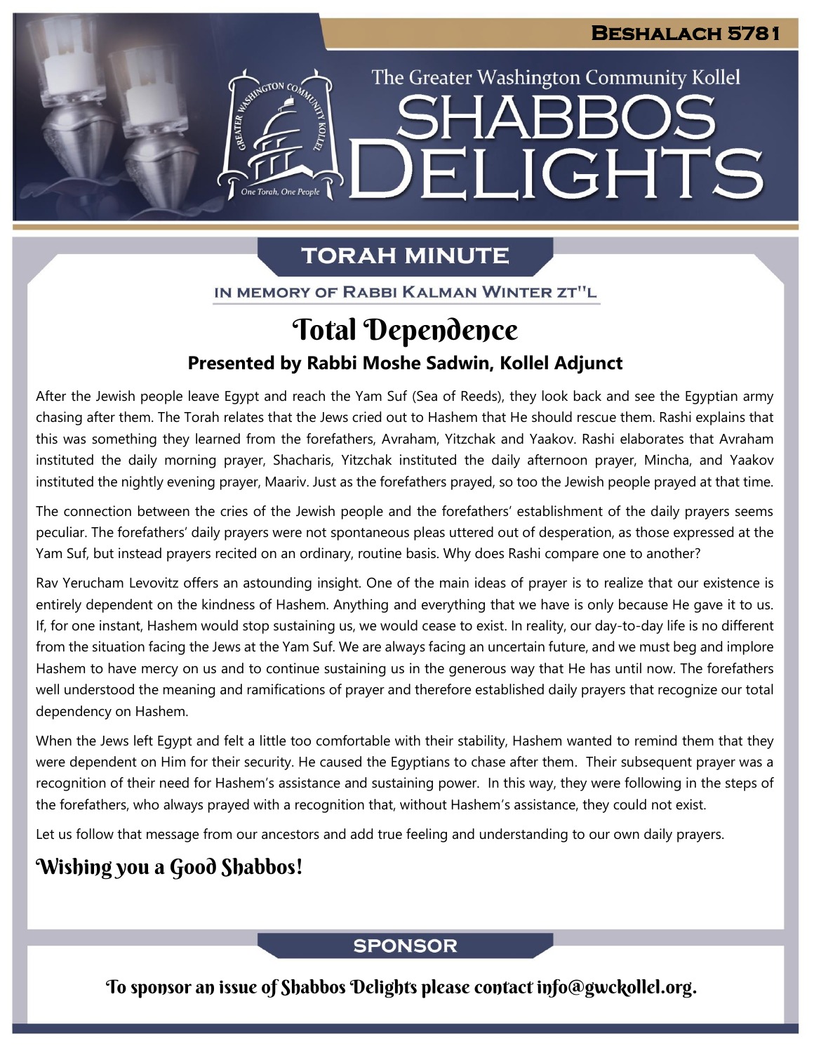**Beshalach 5781**

The Greater Washington Community Kollel

# SHABBOS DELIGHTS

## TORAH MINUTE

IN MEMORY OF RABBI KALMAN WINTER ZT"L

# Total Dependence

### Presented by Rabbi Moshe Sadwin, Kollel Adjunct

After the Jewish people leave Egypt and reach the Yam Suf (Sea of Reeds), they look back and see the Egyptian army chasing after them. The Torah relates that the Jews cried out to Hashem that He should rescue them. Rashi explains that this was something they learned from the forefathers, Avraham, Yitzchak and Yaakov. Rashi elaborates that Avraham instituted the daily morning prayer, Shacharis, Yitzchak instituted the daily afternoon prayer, Mincha, and Yaakov instituted the nightly evening prayer, Maariv. Just as the forefathers prayed, so too the Jewish people prayed at that time.

The connection between the cries of the Jewish people and the forefathers' establishment of the daily prayers seems peculiar. The forefathers' daily prayers were not spontaneous pleas uttered out of desperation, as those expressed at the Yam Suf, but instead prayers recited on an ordinary, routine basis. Why does Rashi compare one to another?

Rav Yerucham Levovitz offers an astounding insight. One of the main ideas of prayer is to realize that our existence is entirely dependent on the kindness of Hashem. Anything and everything that we have is only because He gave it to us. If, for one instant, Hashem would stop sustaining us, we would cease to exist. In reality, our day-to-day life is no different from the situation facing the Jews at the Yam Suf. We are always facing an uncertain future, and we must beg and implore Hashem to have mercy on us and to continue sustaining us in the generous way that He has until now. The forefathers well understood the meaning and ramifications of prayer and therefore established daily prayers that recognize our total dependency on Hashem.

When the Jews left Egypt and felt a little too comfortable with their stability, Hashem wanted to remind them that they were dependent on Him for their security. He caused the Egyptians to chase after them. Their subsequent prayer was a recognition of their need for Hashem's assistance and sustaining power. In this way, they were following in the steps of the forefathers, who always prayed with a recognition that, without Hashem's assistance, they could not exist.

Let us follow that message from our ancestors and add true feeling and understanding to our own daily prayers.

**Wishing you a Good Shabbos!**

## SPONSOR

To sponsor an issue of Shabbos Delights please contact info@gwckollel.org.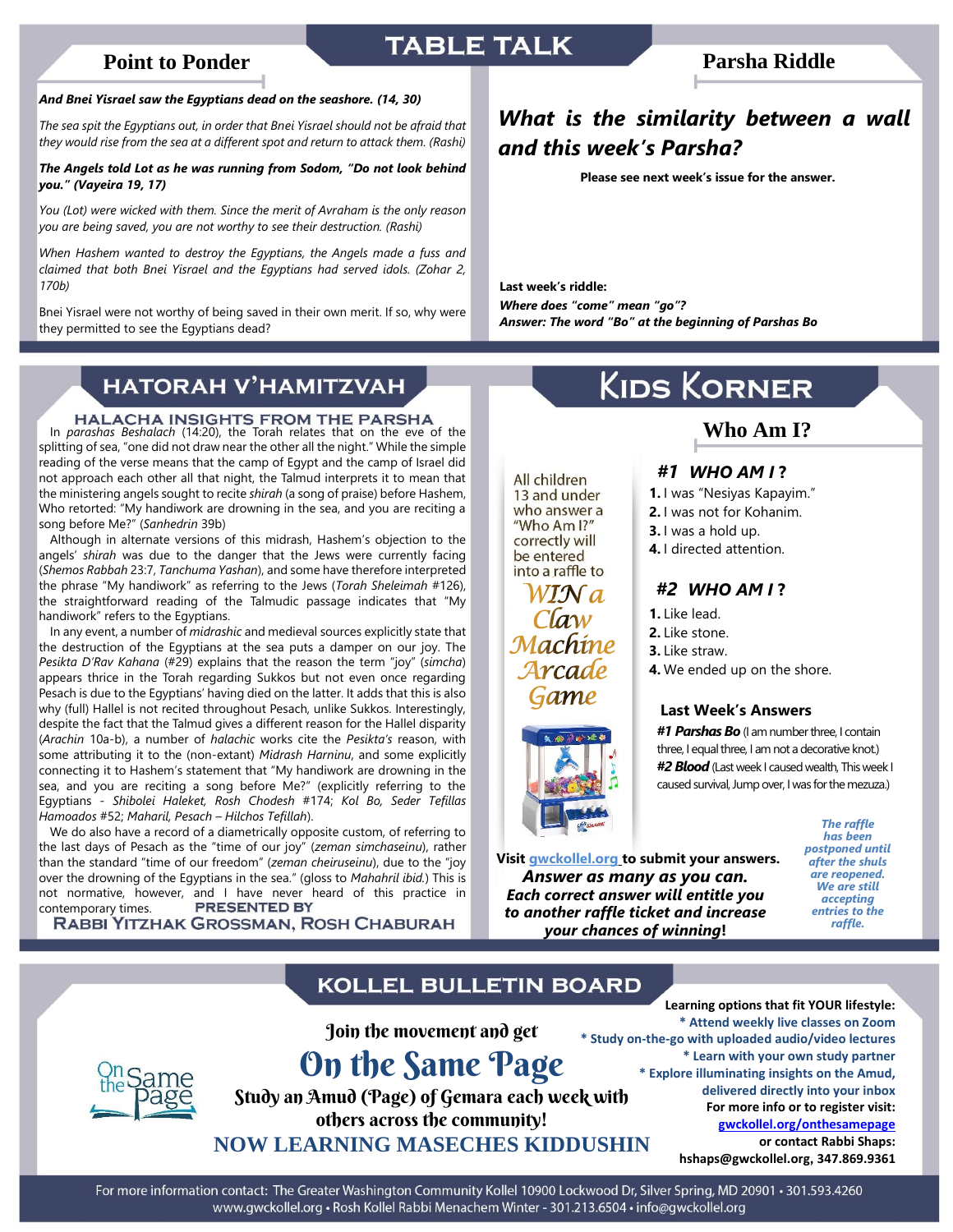# TABLE TALK

## Point to Ponder

***And Bnei Yisrael saw the Egyptians dead on the seashore. (14, 30)***

*The sea spit the Egyptians out, in order that Bnei Yisrael should not be afraid that they would rise from the sea at a different spot and return to attack them. (Rashi)*

***The Angels told Lot as he was running from Sodom, "Do not look behind you." (Vayeira 19, 17)***

*You (Lot) were wicked with them. Since the merit of Avraham is the only reason you are being saved, you are not worthy to see their destruction. (Rashi)*

*When Hashem wanted to destroy the Egyptians, the Angels made a fuss and claimed that both Bnei Yisrael and the Egyptians had served idols. (Zohar 2, 170b)*

Bnei Yisrael were not worthy of being saved in their own merit. If so, why were they permitted to see the Egyptians dead?

## Parsha Riddle

***What is the similarity between a wall and this week's Parsha?***

**Please see next week's issue for the answer.**

**Last week's riddle:**

***Where does "come" mean "go"?***

***Answer: The word "Bo" at the beginning of Parshas Bo***

# HATORAH V'HAMITZVAH

## HALACHA INSIGHTS FROM THE PARSHA

In *parashas Beshalach* (14:20), the Torah relates that on the eve of the splitting of sea, "one did not draw near the other all the night." While the simple reading of the verse means that the camp of Egypt and the camp of Israel did not approach each other all that night, the Talmud interprets it to mean that the ministering angels sought to recite *shirah* (a song of praise) before Hashem, Who retorted: "My handiwork are drowning in the sea, and you are reciting a song before Me?" (*Sanhedrin* 39b)

Although in alternate versions of this midrash, Hashem's objection to the angels' *shirah* was due to the danger that the Jews were currently facing (*Shemos Rabbah* 23:7, *Tanchuma Yashan*), and some have therefore interpreted the phrase "My handiwork" as referring to the Jews (*Torah Sheleimah* #126), the straightforward reading of the Talmudic passage indicates that "My handiwork" refers to the Egyptians.

In any event, a number of *midrashic* and medieval sources explicitly state that the destruction of the Egyptians at the sea puts a damper on our joy. The *Pesikta D'Rav Kahana* (#29) explains that the reason the term "joy" (*simcha*) appears thrice in the Torah regarding Sukkos but not even once regarding Pesach is due to the Egyptians' having died on the latter. It adds that this is also why (full) Hallel is not recited throughout Pesach, unlike Sukkos. Interestingly, despite the fact that the Talmud gives a different reason for the Hallel disparity (*Arachin* 10a-b), a number of *halachic* works cite the *Pesikta's* reason, with some attributing it to the (non-extant) *Midrash Harninu*, and some explicitly connecting it to Hashem's statement that "My handiwork are drowning in the sea, and you are reciting a song before Me?" (explicitly referring to the Egyptians - *Shibolei Haleket, Rosh Chodesh* #174; *Kol Bo, Seder Tefillas Hamoados* #52; *Maharil, Pesach – Hilchos Tefillah*).

We do also have a record of a diametrically opposite custom, of referring to the last days of Pesach as the "time of our joy" (*zeman simchaseinu*), rather than the standard "time of our freedom" (*zeman cheiruseinu*), due to the "joy over the drowning of the Egyptians in the sea." (gloss to *Mahahril ibid.*) This is not normative, however, and I have never heard of this practice in contemporary times.

PRESENTED BY
**RABBI YITZHAK GROSSMAN, ROSH CHABURAH**

# KIDS KORNER

## Who Am I?

All children 13 and under who answer a "Who Am I?" correctly will be entered into a raffle to

*WIN a Claw Machine Arcade Game*

### #1 WHO AM I?

1. I was "Nesiyas Kapayim."
2. I was not for Kohanim.
3. I was a hold up.
4. I directed attention.

### #2 WHO AM I?

1. Like lead.
2. Like stone.
3. Like straw.
4. We ended up on the shore.

### Last Week's Answers

***#1 Parshas Bo*** (I am number three, I contain three, I equal three, I am not a decorative knot.)

***#2 Blood*** (Last week I caused wealth, This week I caused survival, Jump over, I was for the mezuza.)

*The raffle has been postponed until after the shuls are reopened. We are still accepting entries to the raffle.*

**Visit gwckollel.org to submit your answers.**
***Answer as many as you can.***
***Each correct answer will entitle you to another raffle ticket and increase your chances of winning!***

# KOLLEL BULLETIN BOARD

Join the movement and get

**On the Same Page**

Study an Amud (Page) of Gemara each week with others across the community!

**NOW LEARNING MASECHES KIDDUSHIN**

**Learning options that fit YOUR lifestyle:**
- **Attend weekly live classes on Zoom**
- **Study on-the-go with uploaded audio/video lectures**
- **Learn with your own study partner**
- **Explore illuminating insights on the Amud, delivered directly into your inbox**

**For more info or to register visit: gwckollel.org/onthesamepage**
**or contact Rabbi Shaps: hshaps@gwckollel.org, 347.869.9361**

For more information contact: The Greater Washington Community Kollel 10900 Lockwood Dr, Silver Spring, MD 20901 • 301.593.4260
www.gwckollel.org • Rosh Kollel Rabbi Menachem Winter - 301.213.6504 • info@gwckollel.org